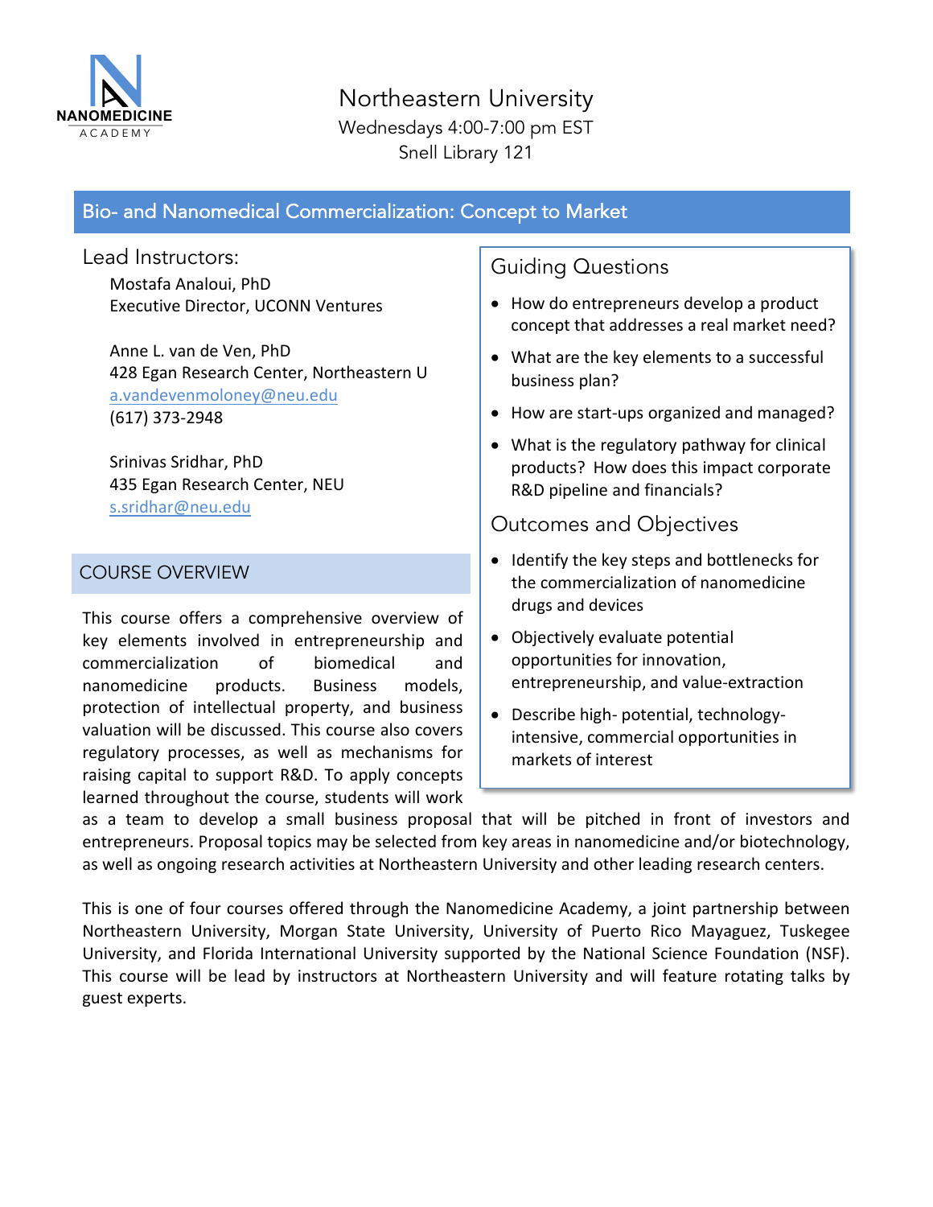NANOMEDICINE ACADEMY

Northeastern University
Wednesdays 4:00-7:00 pm EST
Snell Library 121

## Bio- and Nanomedical Commercialization: Concept to Market

### Lead Instructors:

Mostafa Analoui, PhD
Executive Director, UCONN Ventures

Anne L. van de Ven, PhD
428 Egan Research Center, Northeastern U
a.vandevenmoloney@neu.edu
(617) 373-2948

Srinivas Sridhar, PhD
435 Egan Research Center, NEU
s.sridhar@neu.edu

### COURSE OVERVIEW

This course offers a comprehensive overview of key elements involved in entrepreneurship and commercialization of biomedical and nanomedicine products. Business models, protection of intellectual property, and business valuation will be discussed. This course also covers regulatory processes, as well as mechanisms for raising capital to support R&D. To apply concepts learned throughout the course, students will work as a team to develop a small business proposal that will be pitched in front of investors and entrepreneurs. Proposal topics may be selected from key areas in nanomedicine and/or biotechnology, as well as ongoing research activities at Northeastern University and other leading research centers.

This is one of four courses offered through the Nanomedicine Academy, a joint partnership between Northeastern University, Morgan State University, University of Puerto Rico Mayaguez, Tuskegee University, and Florida International University supported by the National Science Foundation (NSF). This course will be lead by instructors at Northeastern University and will feature rotating talks by guest experts.

### Guiding Questions

- How do entrepreneurs develop a product concept that addresses a real market need?
- What are the key elements to a successful business plan?
- How are start-ups organized and managed?
- What is the regulatory pathway for clinical products? How does this impact corporate R&D pipeline and financials?

### Outcomes and Objectives

- Identify the key steps and bottlenecks for the commercialization of nanomedicine drugs and devices
- Objectively evaluate potential opportunities for innovation, entrepreneurship, and value-extraction
- Describe high- potential, technology-intensive, commercial opportunities in markets of interest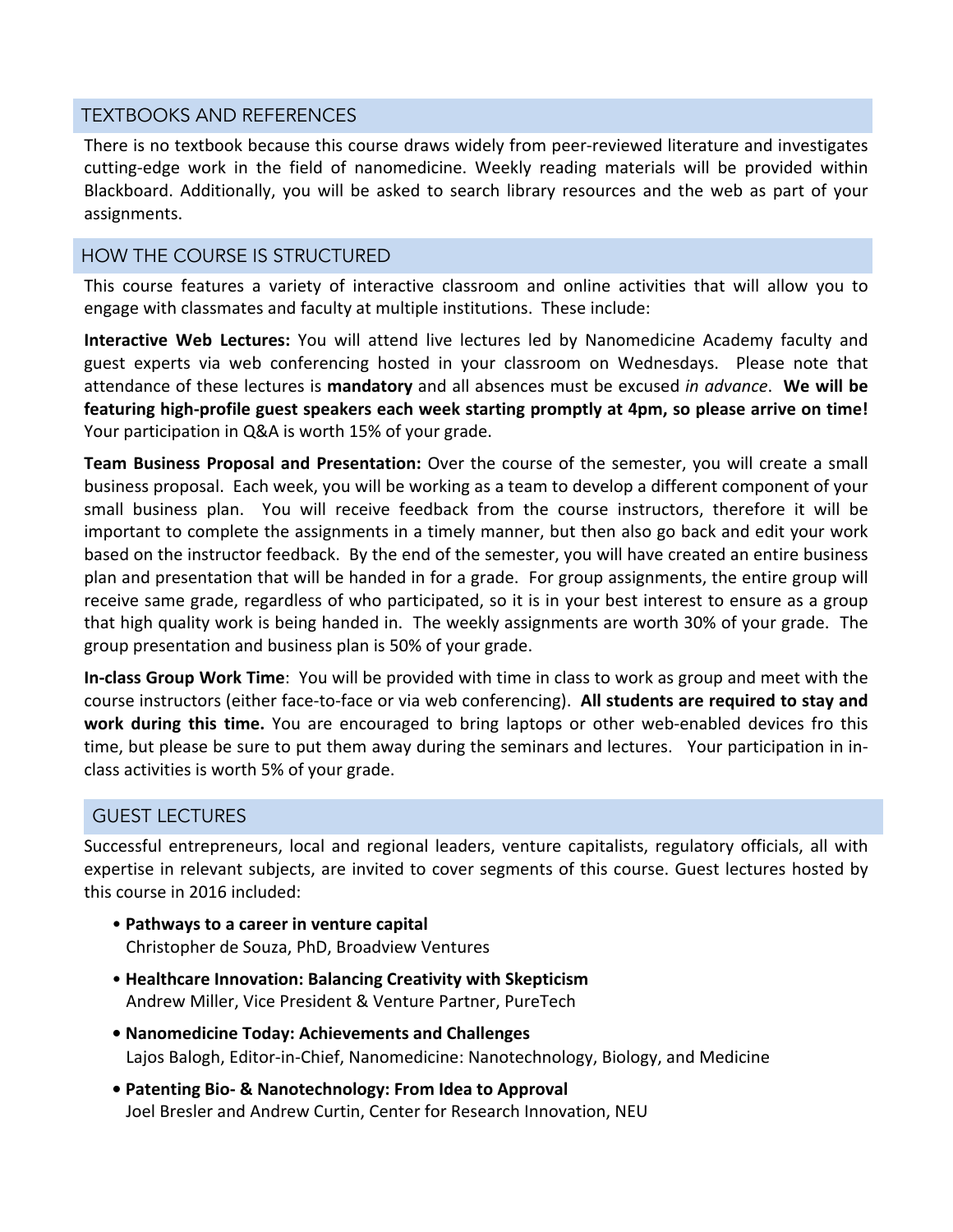## TEXTBOOKS AND REFERENCES

There is no textbook because this course draws widely from peer-reviewed literature and investigates cutting-edge work in the field of nanomedicine. Weekly reading materials will be provided within Blackboard. Additionally, you will be asked to search library resources and the web as part of your assignments.

## HOW THE COURSE IS STRUCTURED

This course features a variety of interactive classroom and online activities that will allow you to engage with classmates and faculty at multiple institutions. These include:

**Interactive Web Lectures:** You will attend live lectures led by Nanomedicine Academy faculty and guest experts via web conferencing hosted in your classroom on Wednesdays. Please note that attendance of these lectures is **mandatory** and all absences must be excused *in advance*. **We will be featuring high-profile guest speakers each week starting promptly at 4pm, so please arrive on time!** Your participation in Q&A is worth 15% of your grade.

**Team Business Proposal and Presentation:** Over the course of the semester, you will create a small business proposal. Each week, you will be working as a team to develop a different component of your small business plan. You will receive feedback from the course instructors, therefore it will be important to complete the assignments in a timely manner, but then also go back and edit your work based on the instructor feedback. By the end of the semester, you will have created an entire business plan and presentation that will be handed in for a grade. For group assignments, the entire group will receive same grade, regardless of who participated, so it is in your best interest to ensure as a group that high quality work is being handed in. The weekly assignments are worth 30% of your grade. The group presentation and business plan is 50% of your grade.

**In-class Group Work Time**: You will be provided with time in class to work as group and meet with the course instructors (either face-to-face or via web conferencing). **All students are required to stay and work during this time.** You are encouraged to bring laptops or other web-enabled devices fro this time, but please be sure to put them away during the seminars and lectures. Your participation in in-class activities is worth 5% of your grade.

## GUEST LECTURES

Successful entrepreneurs, local and regional leaders, venture capitalists, regulatory officials, all with expertise in relevant subjects, are invited to cover segments of this course. Guest lectures hosted by this course in 2016 included:

- **Pathways to a career in venture capital**
  Christopher de Souza, PhD, Broadview Ventures
- **Healthcare Innovation: Balancing Creativity with Skepticism**
  Andrew Miller, Vice President & Venture Partner, PureTech
- **Nanomedicine Today: Achievements and Challenges**
  Lajos Balogh, Editor-in-Chief, Nanomedicine: Nanotechnology, Biology, and Medicine
- **Patenting Bio- & Nanotechnology: From Idea to Approval**
  Joel Bresler and Andrew Curtin, Center for Research Innovation, NEU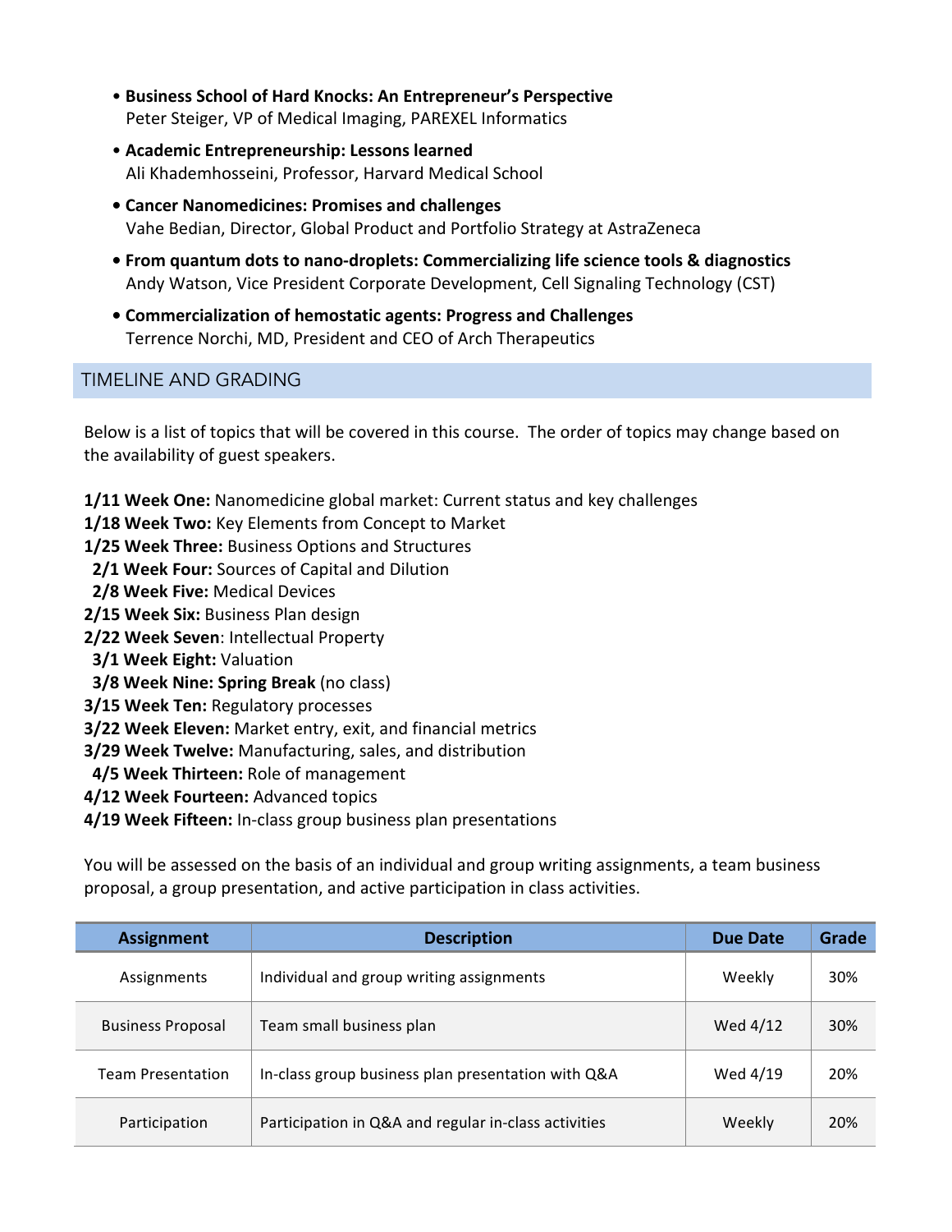- **Business School of Hard Knocks: An Entrepreneur's Perspective**
  Peter Steiger, VP of Medical Imaging, PAREXEL Informatics
- **Academic Entrepreneurship: Lessons learned**
  Ali Khademhosseini, Professor, Harvard Medical School
- **Cancer Nanomedicines: Promises and challenges**
  Vahe Bedian, Director, Global Product and Portfolio Strategy at AstraZeneca
- **From quantum dots to nano-droplets: Commercializing life science tools & diagnostics**
  Andy Watson, Vice President Corporate Development, Cell Signaling Technology (CST)
- **Commercialization of hemostatic agents: Progress and Challenges**
  Terrence Norchi, MD, President and CEO of Arch Therapeutics

## TIMELINE AND GRADING

Below is a list of topics that will be covered in this course. The order of topics may change based on the availability of guest speakers.

**1/11 Week One:** Nanomedicine global market: Current status and key challenges
**1/18 Week Two:** Key Elements from Concept to Market
**1/25 Week Three:** Business Options and Structures
**2/1 Week Four:** Sources of Capital and Dilution
**2/8 Week Five:** Medical Devices
**2/15 Week Six:** Business Plan design
**2/22 Week Seven**: Intellectual Property
**3/1 Week Eight:** Valuation
**3/8 Week Nine: Spring Break** (no class)
**3/15 Week Ten:** Regulatory processes
**3/22 Week Eleven:** Market entry, exit, and financial metrics
**3/29 Week Twelve:** Manufacturing, sales, and distribution
**4/5 Week Thirteen:** Role of management
**4/12 Week Fourteen:** Advanced topics
**4/19 Week Fifteen:** In-class group business plan presentations

You will be assessed on the basis of an individual and group writing assignments, a team business proposal, a group presentation, and active participation in class activities.

| Assignment | Description | Due Date | Grade |
|---|---|---|---|
| Assignments | Individual and group writing assignments | Weekly | 30% |
| Business Proposal | Team small business plan | Wed 4/12 | 30% |
| Team Presentation | In-class group business plan presentation with Q&A | Wed 4/19 | 20% |
| Participation | Participation in Q&A and regular in-class activities | Weekly | 20% |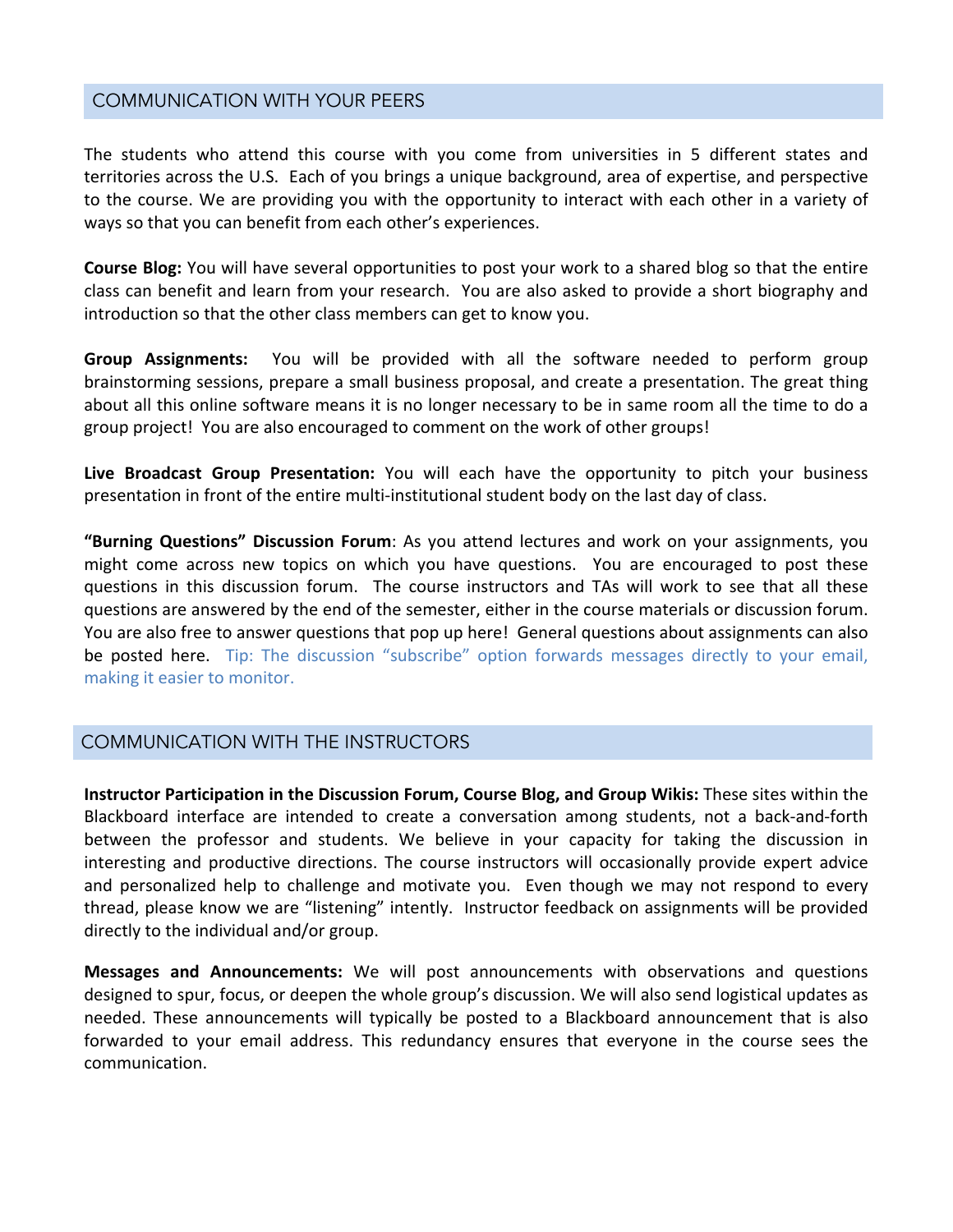## COMMUNICATION WITH YOUR PEERS

The students who attend this course with you come from universities in 5 different states and territories across the U.S. Each of you brings a unique background, area of expertise, and perspective to the course. We are providing you with the opportunity to interact with each other in a variety of ways so that you can benefit from each other's experiences.

**Course Blog:** You will have several opportunities to post your work to a shared blog so that the entire class can benefit and learn from your research. You are also asked to provide a short biography and introduction so that the other class members can get to know you.

**Group Assignments:** You will be provided with all the software needed to perform group brainstorming sessions, prepare a small business proposal, and create a presentation. The great thing about all this online software means it is no longer necessary to be in same room all the time to do a group project! You are also encouraged to comment on the work of other groups!

**Live Broadcast Group Presentation:** You will each have the opportunity to pitch your business presentation in front of the entire multi-institutional student body on the last day of class.

**"Burning Questions" Discussion Forum**: As you attend lectures and work on your assignments, you might come across new topics on which you have questions. You are encouraged to post these questions in this discussion forum. The course instructors and TAs will work to see that all these questions are answered by the end of the semester, either in the course materials or discussion forum. You are also free to answer questions that pop up here! General questions about assignments can also be posted here. Tip: The discussion "subscribe" option forwards messages directly to your email, making it easier to monitor.

## COMMUNICATION WITH THE INSTRUCTORS

**Instructor Participation in the Discussion Forum, Course Blog, and Group Wikis:** These sites within the Blackboard interface are intended to create a conversation among students, not a back-and-forth between the professor and students. We believe in your capacity for taking the discussion in interesting and productive directions. The course instructors will occasionally provide expert advice and personalized help to challenge and motivate you. Even though we may not respond to every thread, please know we are "listening" intently. Instructor feedback on assignments will be provided directly to the individual and/or group.

**Messages and Announcements:** We will post announcements with observations and questions designed to spur, focus, or deepen the whole group's discussion. We will also send logistical updates as needed. These announcements will typically be posted to a Blackboard announcement that is also forwarded to your email address. This redundancy ensures that everyone in the course sees the communication.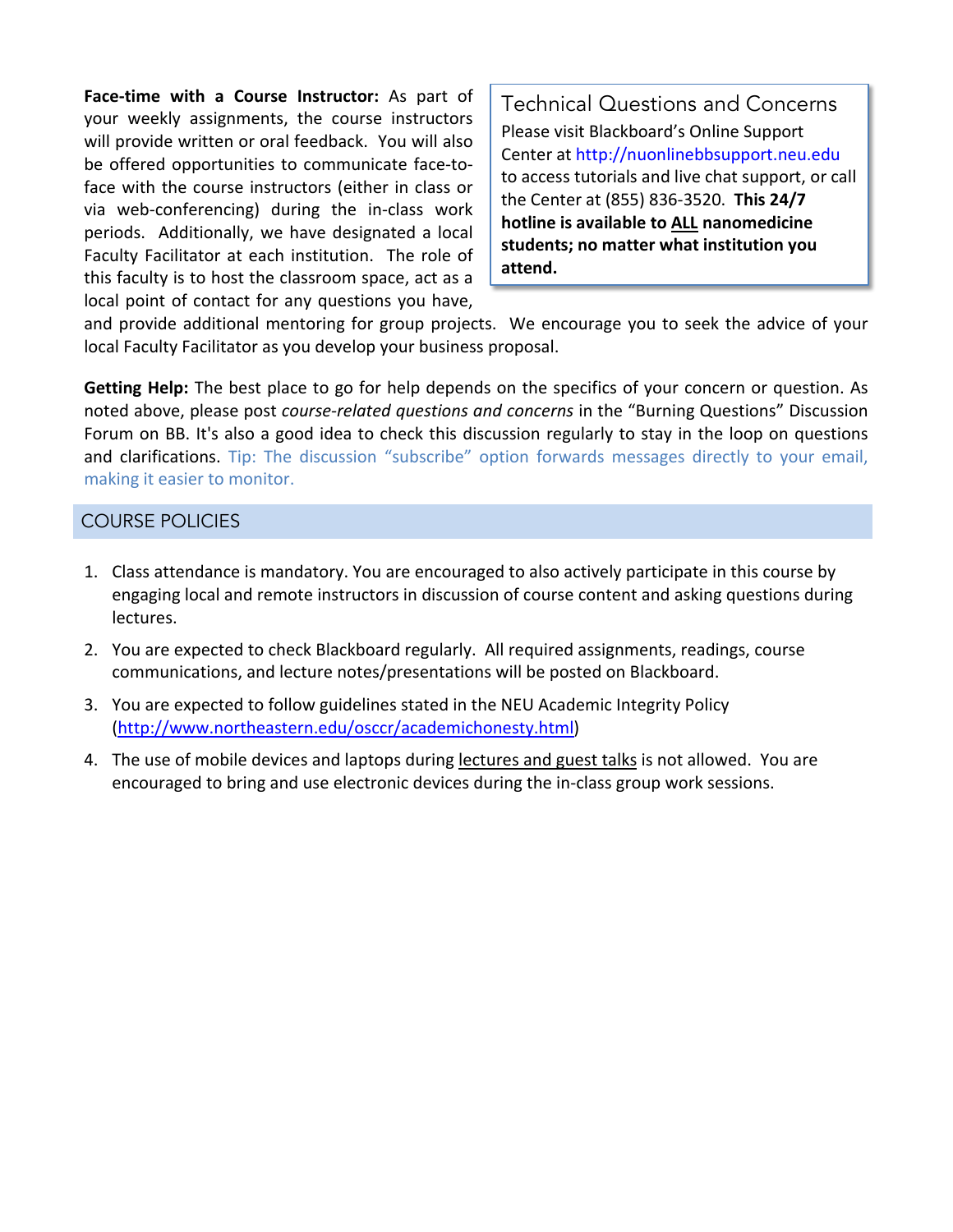**Face-time with a Course Instructor:** As part of your weekly assignments, the course instructors will provide written or oral feedback. You will also be offered opportunities to communicate face-to-face with the course instructors (either in class or via web-conferencing) during the in-class work periods. Additionally, we have designated a local Faculty Facilitator at each institution. The role of this faculty is to host the classroom space, act as a local point of contact for any questions you have, and provide additional mentoring for group projects. We encourage you to seek the advice of your local Faculty Facilitator as you develop your business proposal.

### Technical Questions and Concerns

Please visit Blackboard's Online Support Center at http://nuonlinebbsupport.neu.edu to access tutorials and live chat support, or call the Center at (855) 836-3520. **This 24/7 hotline is available to ALL nanomedicine students; no matter what institution you attend.**

**Getting Help:** The best place to go for help depends on the specifics of your concern or question. As noted above, please post *course-related questions and concerns* in the "Burning Questions" Discussion Forum on BB. It's also a good idea to check this discussion regularly to stay in the loop on questions and clarifications. Tip: The discussion "subscribe" option forwards messages directly to your email, making it easier to monitor.

## COURSE POLICIES

1. Class attendance is mandatory. You are encouraged to also actively participate in this course by engaging local and remote instructors in discussion of course content and asking questions during lectures.
2. You are expected to check Blackboard regularly. All required assignments, readings, course communications, and lecture notes/presentations will be posted on Blackboard.
3. You are expected to follow guidelines stated in the NEU Academic Integrity Policy (http://www.northeastern.edu/osccr/academichonesty.html)
4. The use of mobile devices and laptops during lectures and guest talks is not allowed. You are encouraged to bring and use electronic devices during the in-class group work sessions.